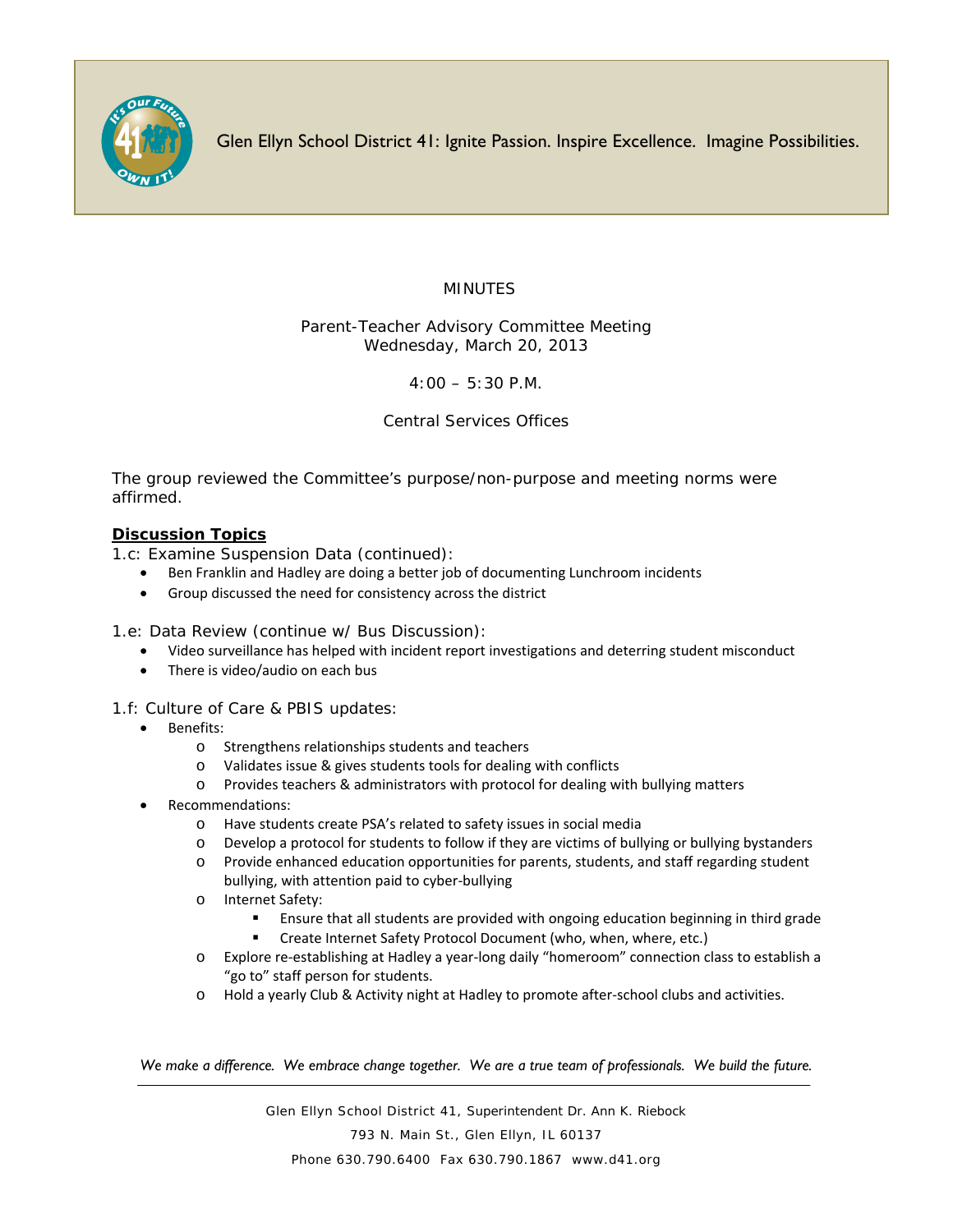Glen Ellyn School District 41: Ignite Passion. Inspire Excellence. Imagine Possibilities.

# MINUTES

Parent-Teacher Advisory Committee Meeting
Wednesday, March 20, 2013

4:00 – 5:30 P.M.

Central Services Offices

The group reviewed the Committee's purpose/non-purpose and meeting norms were affirmed.

## Discussion Topics

1.c: Examine Suspension Data (continued):

- Ben Franklin and Hadley are doing a better job of documenting Lunchroom incidents
- Group discussed the need for consistency across the district

1.e: Data Review (continue w/ Bus Discussion):

- Video surveillance has helped with incident report investigations and deterring student misconduct
- There is video/audio on each bus

1.f: Culture of Care & PBIS updates:

- Benefits:
    - Strengthens relationships students and teachers
    - Validates issue & gives students tools for dealing with conflicts
    - Provides teachers & administrators with protocol for dealing with bullying matters
- Recommendations:
    - Have students create PSA's related to safety issues in social media
    - Develop a protocol for students to follow if they are victims of bullying or bullying bystanders
    - Provide enhanced education opportunities for parents, students, and staff regarding student bullying, with attention paid to cyber-bullying
    - Internet Safety:
        - Ensure that all students are provided with ongoing education beginning in third grade
        - Create Internet Safety Protocol Document (who, when, where, etc.)
    - Explore re-establishing at Hadley a year-long daily "homeroom" connection class to establish a "go to" staff person for students.
    - Hold a yearly Club & Activity night at Hadley to promote after-school clubs and activities.

*We make a difference. We embrace change together. We are a true team of professionals. We build the future.*

Glen Ellyn School District 41, Superintendent Dr. Ann K. Riebock
793 N. Main St., Glen Ellyn, IL 60137
Phone 630.790.6400 Fax 630.790.1867 www.d41.org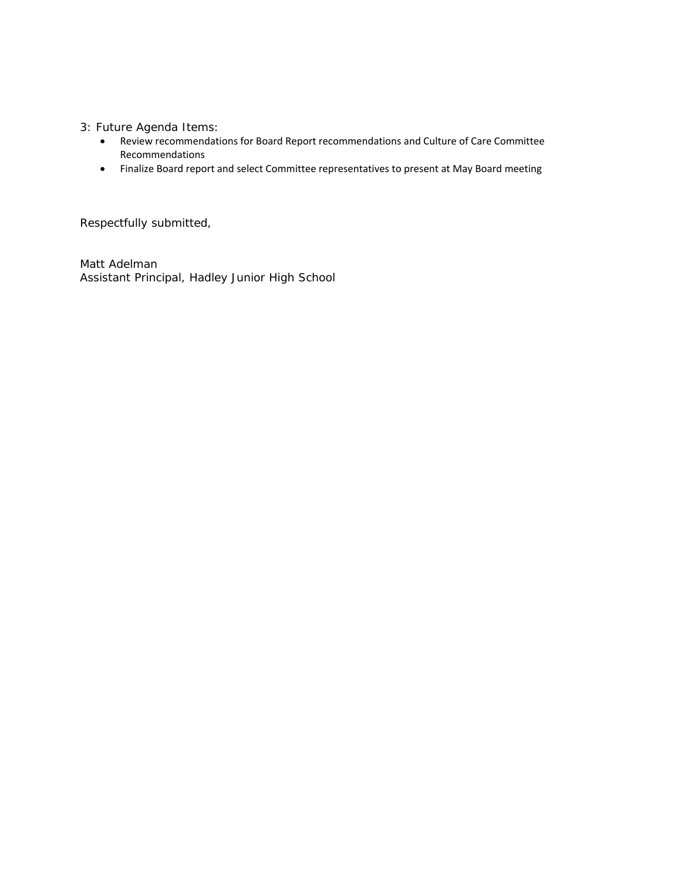3: Future Agenda Items:

- Review recommendations for Board Report recommendations and Culture of Care Committee Recommendations
- Finalize Board report and select Committee representatives to present at May Board meeting

Respectfully submitted,

Matt Adelman
Assistant Principal, Hadley Junior High School